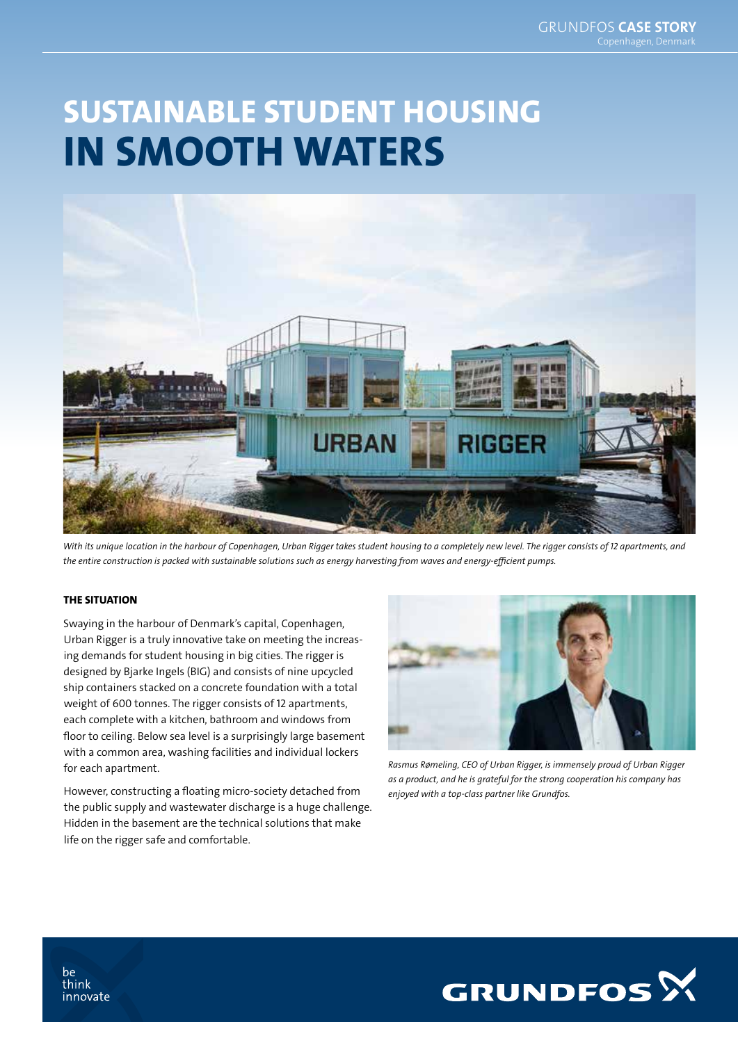# SUSTAINABLE STUDENT HOUSING IN SMOOTH WATERS

*With its unique location in the harbour of Copenhagen, Urban Rigger takes student housing to a completely new level. The rigger consists of 12 apartments, and the entire construction is packed with sustainable solutions such as energy harvesting from waves and energy-efficient pumps.*

## THE SITUATION

Swaying in the harbour of Denmark's capital, Copenhagen, Urban Rigger is a truly innovative take on meeting the increasing demands for student housing in big cities. The rigger is designed by Bjarke Ingels (BIG) and consists of nine upcycled ship containers stacked on a concrete foundation with a total weight of 600 tonnes. The rigger consists of 12 apartments, each complete with a kitchen, bathroom and windows from floor to ceiling. Below sea level is a surprisingly large basement with a common area, washing facilities and individual lockers for each apartment.

However, constructing a floating micro-society detached from the public supply and wastewater discharge is a huge challenge. Hidden in the basement are the technical solutions that make life on the rigger safe and comfortable.

*Rasmus Rømeling, CEO of Urban Rigger, is immensely proud of Urban Rigger as a product, and he is grateful for the strong cooperation his company has enjoyed with a top-class partner like Grundfos.*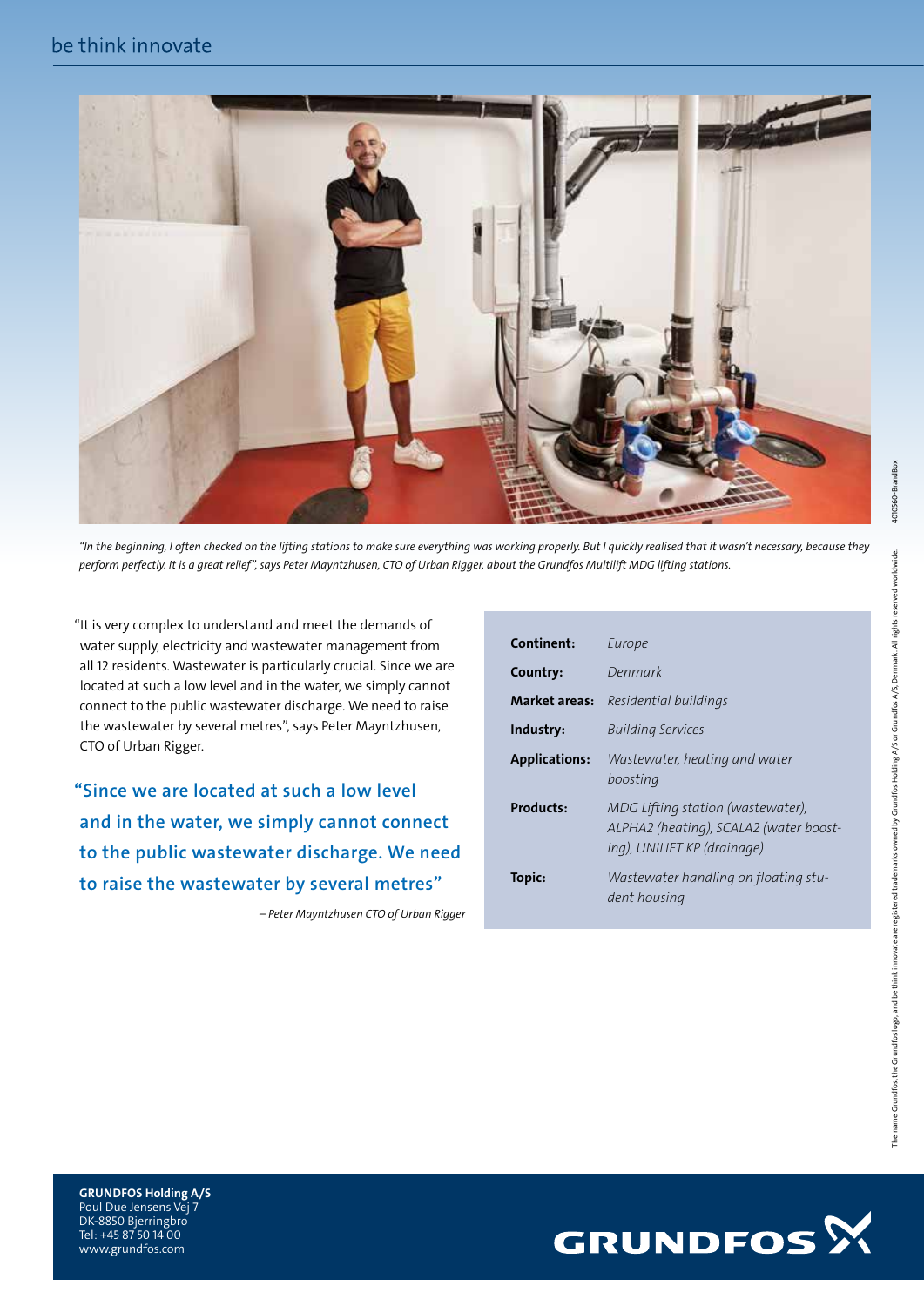*"In the beginning, I often checked on the lifting stations to make sure everything was working properly. But I quickly realised that it wasn't necessary, because they perform perfectly. It is a great relief", says Peter Mayntzhusen, CTO of Urban Rigger, about the Grundfos Multilift MDG lifting stations.*

"It is very complex to understand and meet the demands of water supply, electricity and wastewater management from all 12 residents. Wastewater is particularly crucial. Since we are located at such a low level and in the water, we simply cannot connect to the public wastewater discharge. We need to raise the wastewater by several metres", says Peter Mayntzhusen, CTO of Urban Rigger.

> **"Since we are located at such a low level and in the water, we simply cannot connect to the public wastewater discharge. We need to raise the wastewater by several metres"**
>
> *– Peter Mayntzhusen CTO of Urban Rigger*

| | |
|---|---|
| **Continent:** | *Europe* |
| **Country:** | *Denmark* |
| **Market areas:** | *Residential buildings* |
| **Industry:** | *Building Services* |
| **Applications:** | *Wastewater, heating and water boosting* |
| **Products:** | *MDG Lifting station (wastewater), ALPHA2 (heating), SCALA2 (water boosting), UNILIFT KP (drainage)* |
| **Topic:** | *Wastewater handling on floating student housing* |

**GRUNDFOS Holding A/S**
Poul Due Jensens Vej 7
DK-8850 Bjerringbro
Tel: +45 87 50 14 00
www.grundfos.com

The name Grundfos, the Grundfos logo, and be think innovate are registered trademarks owned by Grundfos Holding A/S or Grundfos A/S, Denmark. All rights reserved worldwide.

40010560-BrandBox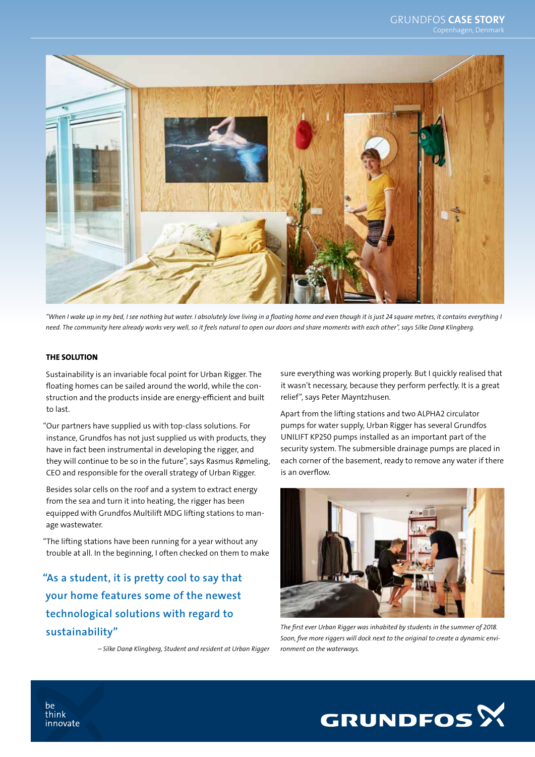*"When I wake up in my bed, I see nothing but water. I absolutely love living in a floating home and even though it is just 24 square metres, it contains everything I need. The community here already works very well, so it feels natural to open our doors and share moments with each other", says Silke Danø Klingberg.*

#### THE SOLUTION

Sustainability is an invariable focal point for Urban Rigger. The floating homes can be sailed around the world, while the construction and the products inside are energy-efficient and built to last.

"Our partners have supplied us with top-class solutions. For instance, Grundfos has not just supplied us with products, they have in fact been instrumental in developing the rigger, and they will continue to be so in the future", says Rasmus Rømeling, CEO and responsible for the overall strategy of Urban Rigger.

Besides solar cells on the roof and a system to extract energy from the sea and turn it into heating, the rigger has been equipped with Grundfos Multilift MDG lifting stations to manage wastewater.

"The lifting stations have been running for a year without any trouble at all. In the beginning, I often checked on them to make sure everything was working properly. But I quickly realised that it wasn't necessary, because they perform perfectly. It is a great relief", says Peter Mayntzhusen.

> **"As a student, it is pretty cool to say that your home features some of the newest technological solutions with regard to sustainability"**
>
> *– Silke Danø Klingberg, Student and resident at Urban Rigger*

Apart from the lifting stations and two ALPHA2 circulator pumps for water supply, Urban Rigger has several Grundfos UNILIFT KP250 pumps installed as an important part of the security system. The submersible drainage pumps are placed in each corner of the basement, ready to remove any water if there is an overflow.

*The first ever Urban Rigger was inhabited by students in the summer of 2018. Soon, five more riggers will dock next to the original to create a dynamic environment on the waterways.*

be
think
innovate

GRUNDFOS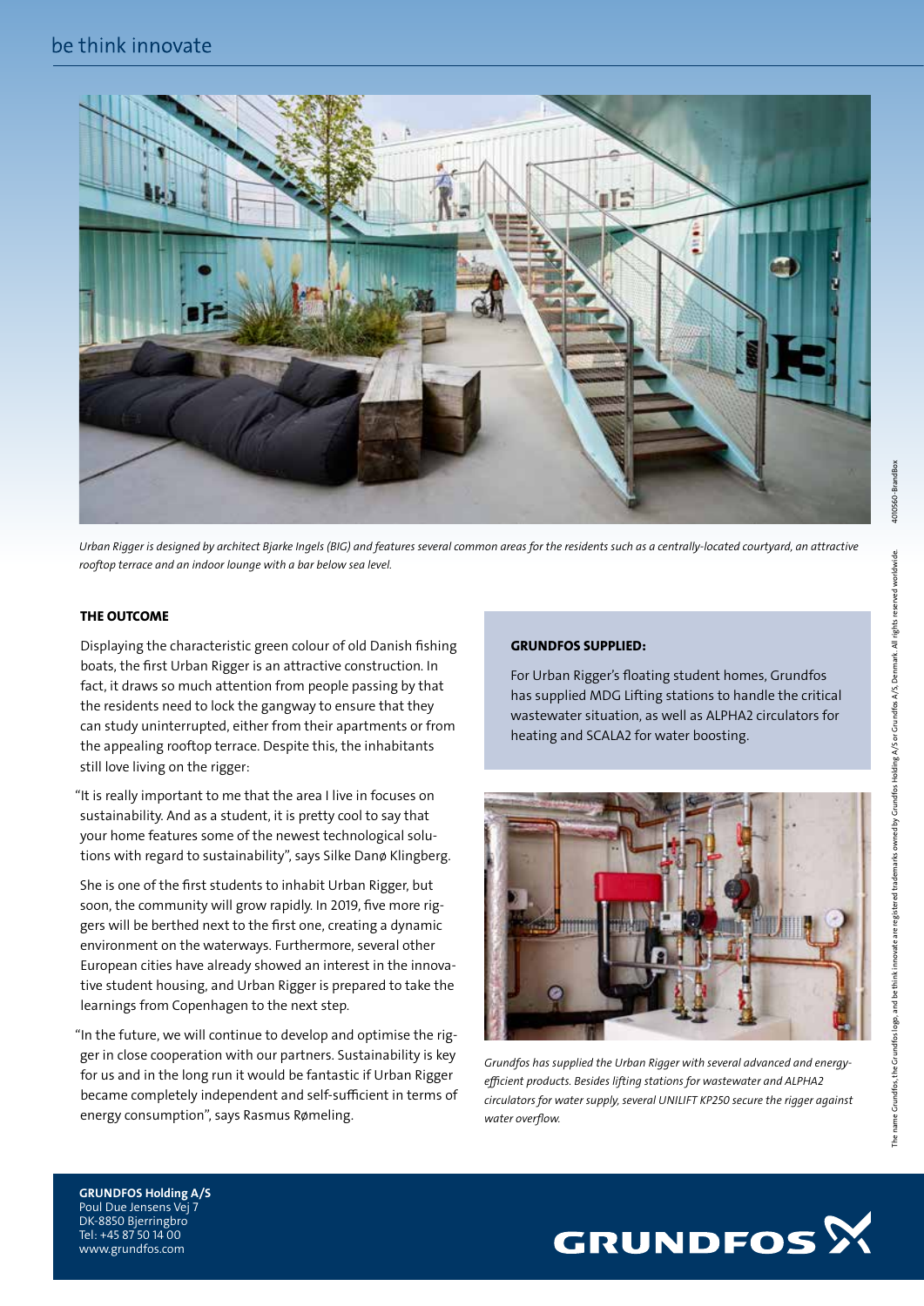*Urban Rigger is designed by architect Bjarke Ingels (BIG) and features several common areas for the residents such as a centrally-located courtyard, an attractive rooftop terrace and an indoor lounge with a bar below sea level.*

### THE OUTCOME

Displaying the characteristic green colour of old Danish fishing boats, the first Urban Rigger is an attractive construction. In fact, it draws so much attention from people passing by that the residents need to lock the gangway to ensure that they can study uninterrupted, either from their apartments or from the appealing rooftop terrace. Despite this, the inhabitants still love living on the rigger:

"It is really important to me that the area I live in focuses on sustainability. And as a student, it is pretty cool to say that your home features some of the newest technological solutions with regard to sustainability", says Silke Danø Klingberg.

She is one of the first students to inhabit Urban Rigger, but soon, the community will grow rapidly. In 2019, five more riggers will be berthed next to the first one, creating a dynamic environment on the waterways. Furthermore, several other European cities have already showed an interest in the innovative student housing, and Urban Rigger is prepared to take the learnings from Copenhagen to the next step.

"In the future, we will continue to develop and optimise the rigger in close cooperation with our partners. Sustainability is key for us and in the long run it would be fantastic if Urban Rigger became completely independent and self-sufficient in terms of energy consumption", says Rasmus Rømeling.

### GRUNDFOS SUPPLIED:

For Urban Rigger's floating student homes, Grundfos has supplied MDG Lifting stations to handle the critical wastewater situation, as well as ALPHA2 circulators for heating and SCALA2 for water boosting.

*Grundfos has supplied the Urban Rigger with several advanced and energy-efficient products. Besides lifting stations for wastewater and ALPHA2 circulators for water supply, several UNILIFT KP250 secure the rigger against water overflow.*

**GRUNDFOS Holding A/S**
Poul Due Jensens Vej 7
DK-8850 Bjerringbro
Tel: +45 87 50 14 00
www.grundfos.com

The name Grundfos, the Grundfos logo, and be think innovate are registered trademarks owned by Grundfos Holding A/S or Grundfos A/S, Denmark. All rights reserved worldwide.

4010560-BrandBox